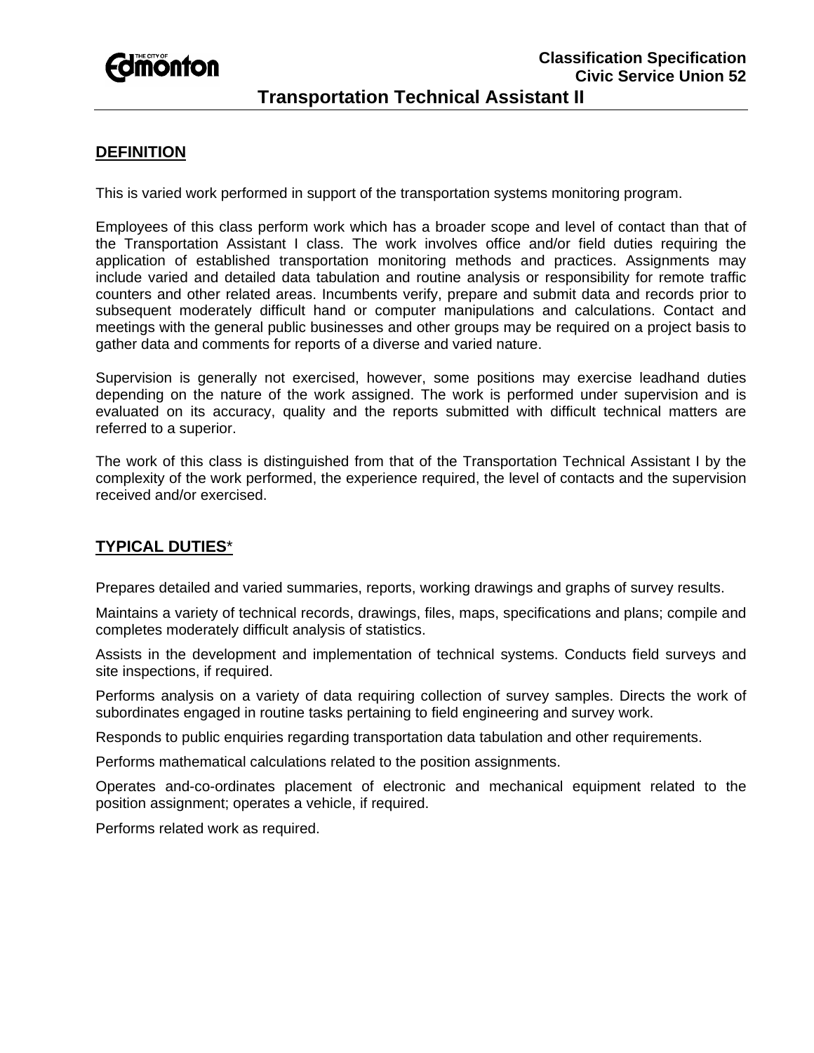**Classification Specification**
**Civic Service Union 52**

# Transportation Technical Assistant II

## DEFINITION

This is varied work performed in support of the transportation systems monitoring program.

Employees of this class perform work which has a broader scope and level of contact than that of the Transportation Assistant I class. The work involves office and/or field duties requiring the application of established transportation monitoring methods and practices. Assignments may include varied and detailed data tabulation and routine analysis or responsibility for remote traffic counters and other related areas. Incumbents verify, prepare and submit data and records prior to subsequent moderately difficult hand or computer manipulations and calculations. Contact and meetings with the general public businesses and other groups may be required on a project basis to gather data and comments for reports of a diverse and varied nature.

Supervision is generally not exercised, however, some positions may exercise leadhand duties depending on the nature of the work assigned. The work is performed under supervision and is evaluated on its accuracy, quality and the reports submitted with difficult technical matters are referred to a superior.

The work of this class is distinguished from that of the Transportation Technical Assistant I by the complexity of the work performed, the experience required, the level of contacts and the supervision received and/or exercised.

## TYPICAL DUTIES*

Prepares detailed and varied summaries, reports, working drawings and graphs of survey results.

Maintains a variety of technical records, drawings, files, maps, specifications and plans; compile and completes moderately difficult analysis of statistics.

Assists in the development and implementation of technical systems. Conducts field surveys and site inspections, if required.

Performs analysis on a variety of data requiring collection of survey samples. Directs the work of subordinates engaged in routine tasks pertaining to field engineering and survey work.

Responds to public enquiries regarding transportation data tabulation and other requirements.

Performs mathematical calculations related to the position assignments.

Operates and-co-ordinates placement of electronic and mechanical equipment related to the position assignment; operates a vehicle, if required.

Performs related work as required.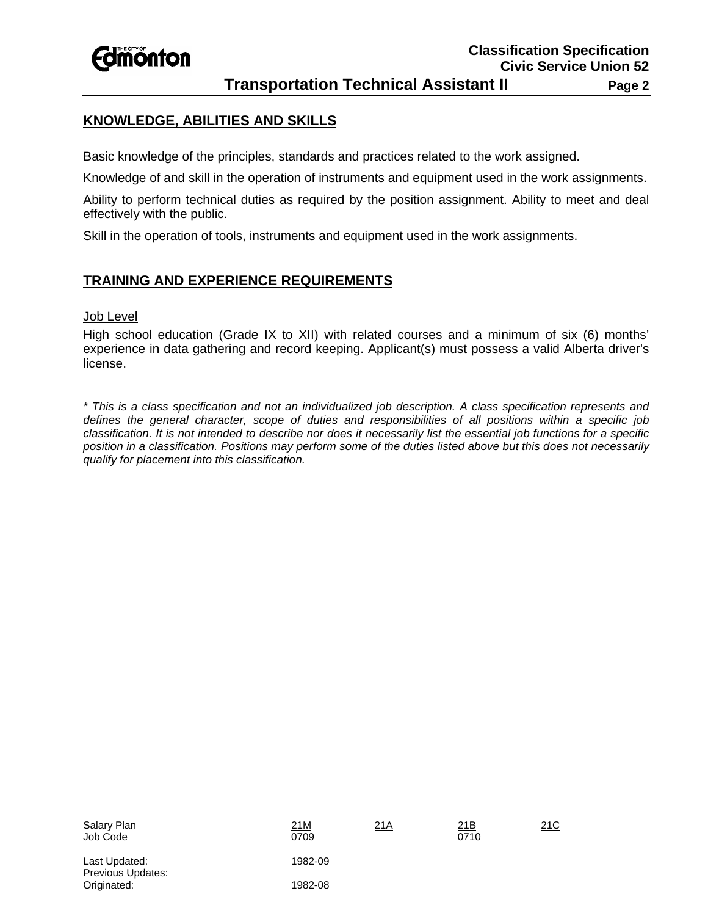## KNOWLEDGE, ABILITIES AND SKILLS

Basic knowledge of the principles, standards and practices related to the work assigned.

Knowledge of and skill in the operation of instruments and equipment used in the work assignments.

Ability to perform technical duties as required by the position assignment. Ability to meet and deal effectively with the public.

Skill in the operation of tools, instruments and equipment used in the work assignments.

## TRAINING AND EXPERIENCE REQUIREMENTS

Job Level

High school education (Grade IX to XII) with related courses and a minimum of six (6) months' experience in data gathering and record keeping. Applicant(s) must possess a valid Alberta driver's license.

*\* This is a class specification and not an individualized job description. A class specification represents and defines the general character, scope of duties and responsibilities of all positions within a specific job classification. It is not intended to describe nor does it necessarily list the essential job functions for a specific position in a classification. Positions may perform some of the duties listed above but this does not necessarily qualify for placement into this classification.*

| | | | | |
|---|---|---|---|---|
| Salary Plan | 21M | 21A | 21B | 21C |
| Job Code | 0709 | | 0710 | |
| Last Updated: | 1982-09 | | | |
| Previous Updates: | | | | |
| Originated: | 1982-08 | | | |